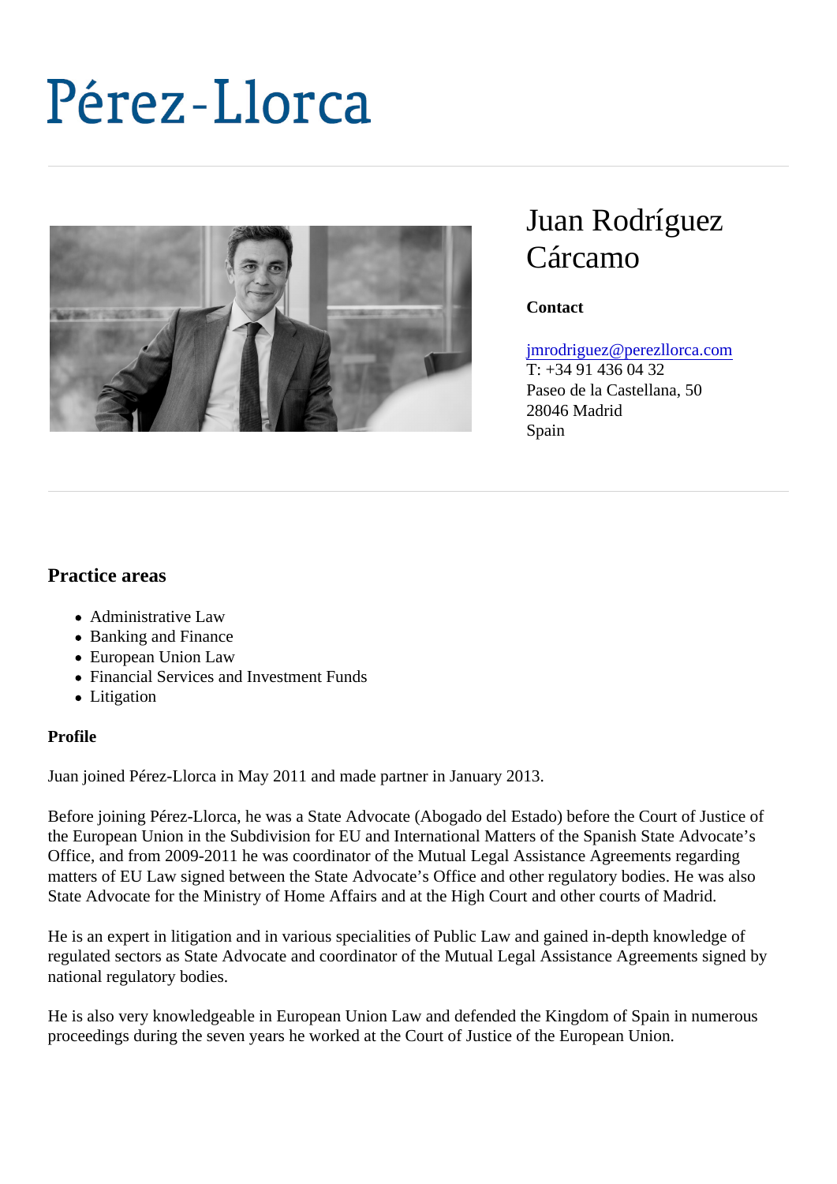# Pérez-Llorca

## Juan Rodríguez Cárcamo

**Contact**

jmrodriguez@perezllorca.com
T: +34 91 436 04 32
Paseo de la Castellana, 50
28046 Madrid
Spain

## Practice areas

- Administrative Law
- Banking and Finance
- European Union Law
- Financial Services and Investment Funds
- Litigation

**Profile**

Juan joined Pérez-Llorca in May 2011 and made partner in January 2013.

Before joining Pérez-Llorca, he was a State Advocate (Abogado del Estado) before the Court of Justice of the European Union in the Subdivision for EU and International Matters of the Spanish State Advocate's Office, and from 2009-2011 he was coordinator of the Mutual Legal Assistance Agreements regarding matters of EU Law signed between the State Advocate's Office and other regulatory bodies. He was also State Advocate for the Ministry of Home Affairs and at the High Court and other courts of Madrid.

He is an expert in litigation and in various specialities of Public Law and gained in-depth knowledge of regulated sectors as State Advocate and coordinator of the Mutual Legal Assistance Agreements signed by national regulatory bodies.

He is also very knowledgeable in European Union Law and defended the Kingdom of Spain in numerous proceedings during the seven years he worked at the Court of Justice of the European Union.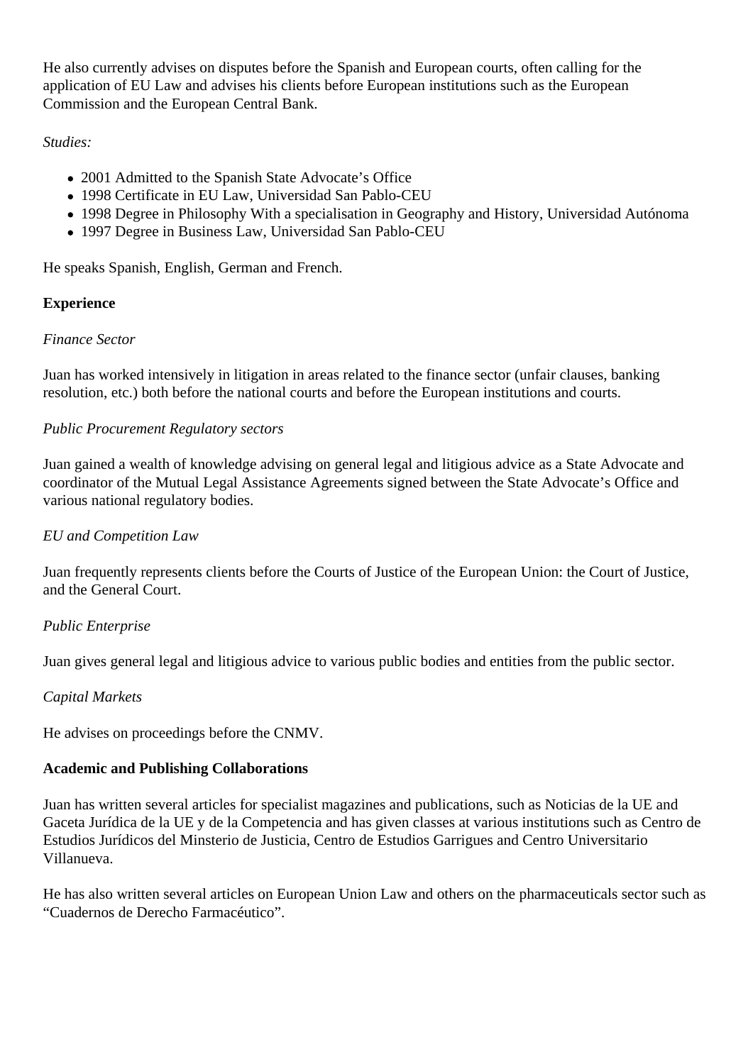He also currently advises on disputes before the Spanish and European courts, often calling for the application of EU Law and advises his clients before European institutions such as the European Commission and the European Central Bank.

*Studies:*

- 2001 Admitted to the Spanish State Advocate’s Office
- 1998 Certificate in EU Law, Universidad San Pablo-CEU
- 1998 Degree in Philosophy With a specialisation in Geography and History, Universidad Autónoma
- 1997 Degree in Business Law, Universidad San Pablo-CEU

He speaks Spanish, English, German and French.

**Experience**

*Finance Sector*

Juan has worked intensively in litigation in areas related to the finance sector (unfair clauses, banking resolution, etc.) both before the national courts and before the European institutions and courts.

*Public Procurement Regulatory sectors*

Juan gained a wealth of knowledge advising on general legal and litigious advice as a State Advocate and coordinator of the Mutual Legal Assistance Agreements signed between the State Advocate’s Office and various national regulatory bodies.

*EU and Competition Law*

Juan frequently represents clients before the Courts of Justice of the European Union: the Court of Justice, and the General Court.

*Public Enterprise*

Juan gives general legal and litigious advice to various public bodies and entities from the public sector.

*Capital Markets*

He advises on proceedings before the CNMV.

**Academic and Publishing Collaborations**

Juan has written several articles for specialist magazines and publications, such as Noticias de la UE and Gaceta Jurídica de la UE y de la Competencia and has given classes at various institutions such as Centro de Estudios Jurídicos del Minsterio de Justicia, Centro de Estudios Garrigues and Centro Universitario Villanueva.

He has also written several articles on European Union Law and others on the pharmaceuticals sector such as “Cuadernos de Derecho Farmacéutico”.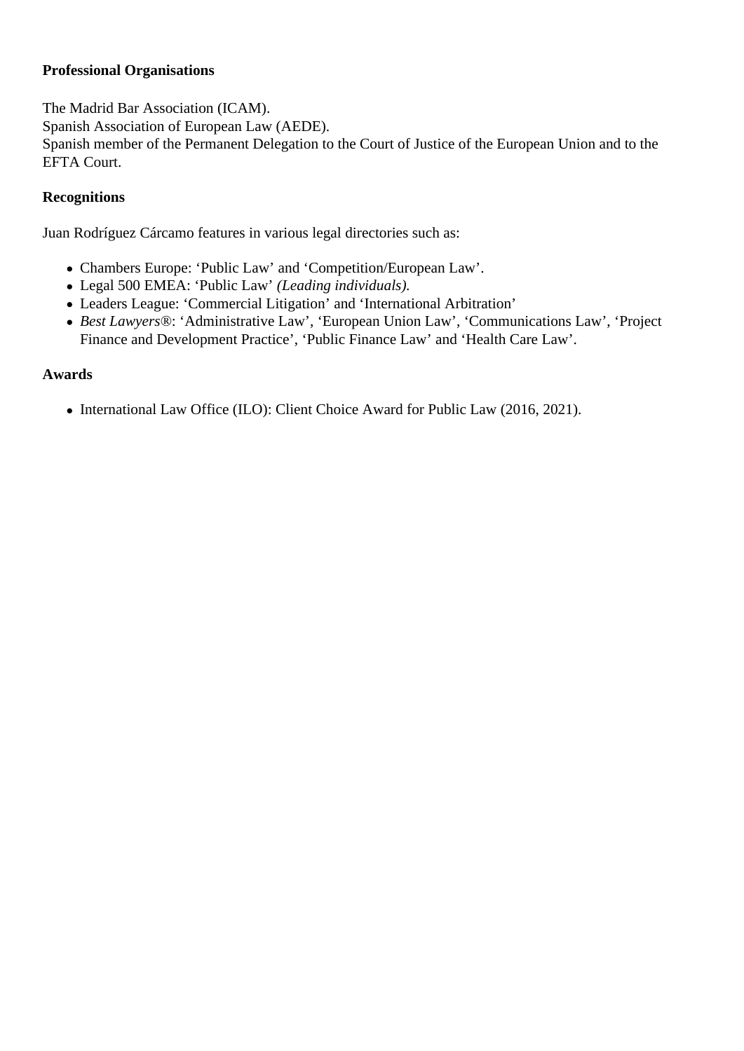**Professional Organisations**

The Madrid Bar Association (ICAM).
Spanish Association of European Law (AEDE).
Spanish member of the Permanent Delegation to the Court of Justice of the European Union and to the EFTA Court.

**Recognitions**

Juan Rodríguez Cárcamo features in various legal directories such as:

- Chambers Europe: 'Public Law' and 'Competition/European Law'.
- Legal 500 EMEA: 'Public Law' *(Leading individuals).*
- Leaders League: 'Commercial Litigation' and 'International Arbitration'
- *Best Lawyers*®: 'Administrative Law', 'European Union Law', 'Communications Law', 'Project Finance and Development Practice', 'Public Finance Law' and 'Health Care Law'.

**Awards**

- International Law Office (ILO): Client Choice Award for Public Law (2016, 2021).